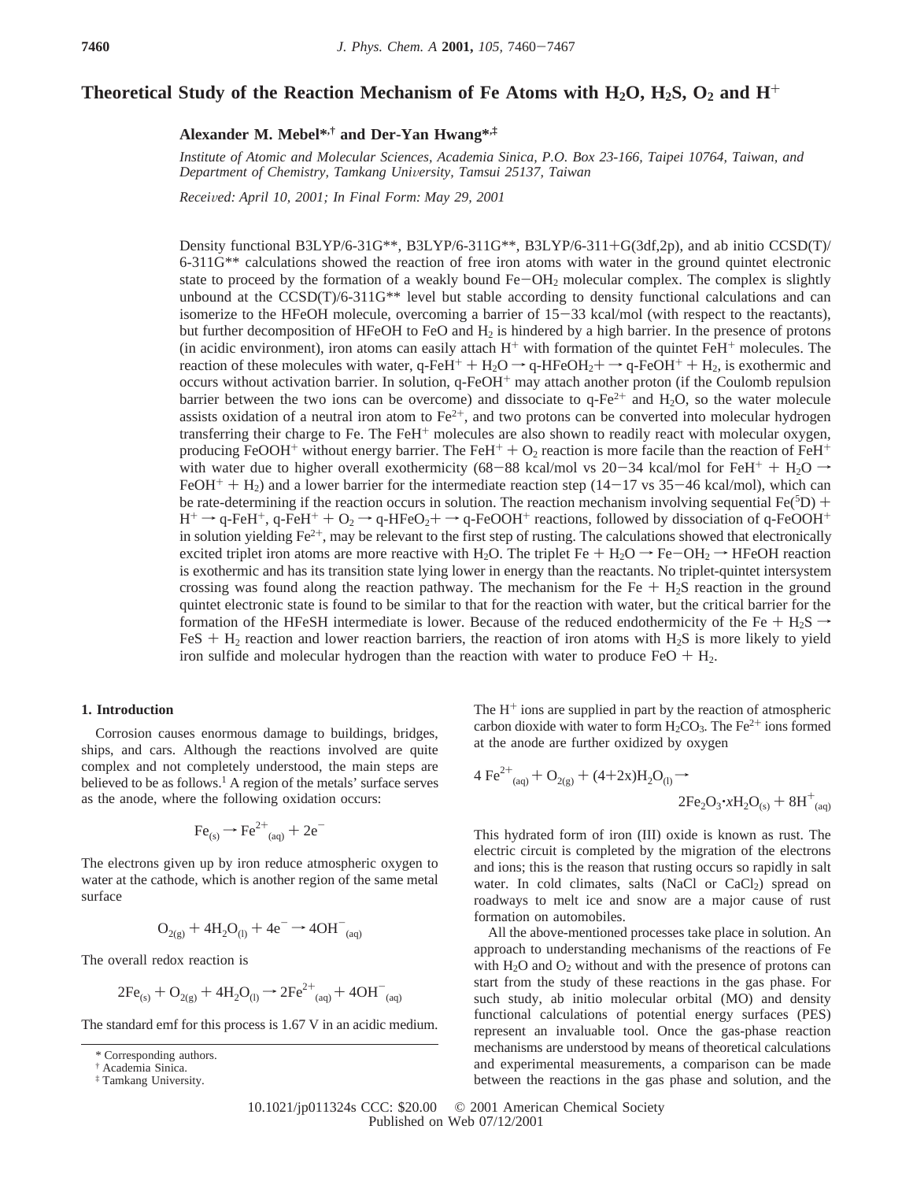# Theoretical Study of the Reaction Mechanism of Fe Atoms with $H_2O$, $H_2S$, $O_2$ and $H^+$

**Alexander M. Mebel*,† and Der-Yan Hwang*,‡**

*Institute of Atomic and Molecular Sciences, Academia Sinica, P.O. Box 23-166, Taipei 10764, Taiwan, and Department of Chemistry, Tamkang University, Tamsui 25137, Taiwan*

*Received: April 10, 2001; In Final Form: May 29, 2001*

Density functional B3LYP/6-31G**, B3LYP/6-311G**, B3LYP/6-311+G(3df,2p), and ab initio CCSD(T)/6-311G** calculations showed the reaction of free iron atoms with water in the ground quintet electronic state to proceed by the formation of a weakly bound $Fe-OH_2$ molecular complex. The complex is slightly unbound at the CCSD(T)/6-311G** level but stable according to density functional calculations and can isomerize to the HFeOH molecule, overcoming a barrier of 15–33 kcal/mol (with respect to the reactants), but further decomposition of HFeOH to FeO and $H_2$ is hindered by a high barrier. In the presence of protons (in acidic environment), iron atoms can easily attach $H^+$ with formation of the quintet $FeH^+$ molecules. The reaction of these molecules with water, q-$FeH^+$ + $H_2O$ → q-$HFeOH_2$+ → q-$FeOH^+$ + $H_2$, is exothermic and occurs without activation barrier. In solution, q-$FeOH^+$ may attach another proton (if the Coulomb repulsion barrier between the two ions can be overcome) and dissociate to q-$Fe^{2+}$ and $H_2O$, so the water molecule assists oxidation of a neutral iron atom to $Fe^{2+}$, and two protons can be converted into molecular hydrogen transferring their charge to Fe. The $FeH^+$ molecules are also shown to readily react with molecular oxygen, producing $FeOOH^+$ without energy barrier. The $FeH^+$ + $O_2$ reaction is more facile than the reaction of $FeH^+$ with water due to higher overall exothermicity (68–88 kcal/mol vs 20–34 kcal/mol for $FeH^+$ + $H_2O$ → $FeOH^+$ + $H_2$) and a lower barrier for the intermediate reaction step (14–17 vs 35–46 kcal/mol), which can be rate-determining if the reaction occurs in solution. The reaction mechanism involving sequential Fe($^5$D) + $H^+$ → q-$FeH^+$, q-$FeH^+$ + $O_2$ → q-$HFeO_2$+ → q-$FeOOH^+$ reactions, followed by dissociation of q-$FeOOH^+$ in solution yielding $Fe^{2+}$, may be relevant to the first step of rusting. The calculations showed that electronically excited triplet iron atoms are more reactive with $H_2O$. The triplet Fe + $H_2O$ → $Fe-OH_2$ → HFeOH reaction is exothermic and has its transition state lying lower in energy than the reactants. No triplet-quintet intersystem crossing was found along the reaction pathway. The mechanism for the Fe + $H_2S$ reaction in the ground quintet electronic state is found to be similar to that for the reaction with water, but the critical barrier for the formation of the HFeSH intermediate is lower. Because of the reduced endothermicity of the Fe + $H_2S$ → FeS + $H_2$ reaction and lower reaction barriers, the reaction of iron atoms with $H_2S$ is more likely to yield iron sulfide and molecular hydrogen than the reaction with water to produce FeO + $H_2$.

## 1. Introduction

Corrosion causes enormous damage to buildings, bridges, ships, and cars. Although the reactions involved are quite complex and not completely understood, the main steps are believed to be as follows.[1] A region of the metals' surface serves as the anode, where the following oxidation occurs:

$$Fe_{(s)} \rightarrow Fe^{2+}_{(aq)} + 2e^-$$

The electrons given up by iron reduce atmospheric oxygen to water at the cathode, which is another region of the same metal surface

$$O_{2(g)} + 4H_2O_{(l)} + 4e^- \rightarrow 4OH^-_{(aq)}$$

The overall redox reaction is

$$2Fe_{(s)} + O_{2(g)} + 4H_2O_{(l)} \rightarrow 2Fe^{2+}_{(aq)} + 4OH^-_{(aq)}$$

The standard emf for this process is 1.67 V in an acidic medium. The $H^+$ ions are supplied in part by the reaction of atmospheric carbon dioxide with water to form $H_2CO_3$. The $Fe^{2+}$ ions formed at the anode are further oxidized by oxygen

$$4\,Fe^{2+}_{(aq)} + O_{2(g)} + (4{+}2x)H_2O_{(l)} \rightarrow 2Fe_2O_3{\cdot}xH_2O_{(s)} + 8H^+_{(aq)}$$

This hydrated form of iron (III) oxide is known as rust. The electric circuit is completed by the migration of the electrons and ions; this is the reason that rusting occurs so rapidly in salt water. In cold climates, salts (NaCl or $CaCl_2$) spread on roadways to melt ice and snow are a major cause of rust formation on automobiles.

All the above-mentioned processes take place in solution. An approach to understanding mechanisms of the reactions of Fe with $H_2O$ and $O_2$ without and with the presence of protons can start from the study of these reactions in the gas phase. For such study, ab initio molecular orbital (MO) and density functional calculations of potential energy surfaces (PES) represent an invaluable tool. Once the gas-phase reaction mechanisms are understood by means of theoretical calculations and experimental measurements, a comparison can be made between the reactions in the gas phase and solution, and the

\* Corresponding authors.
† Academia Sinica.
‡ Tamkang University.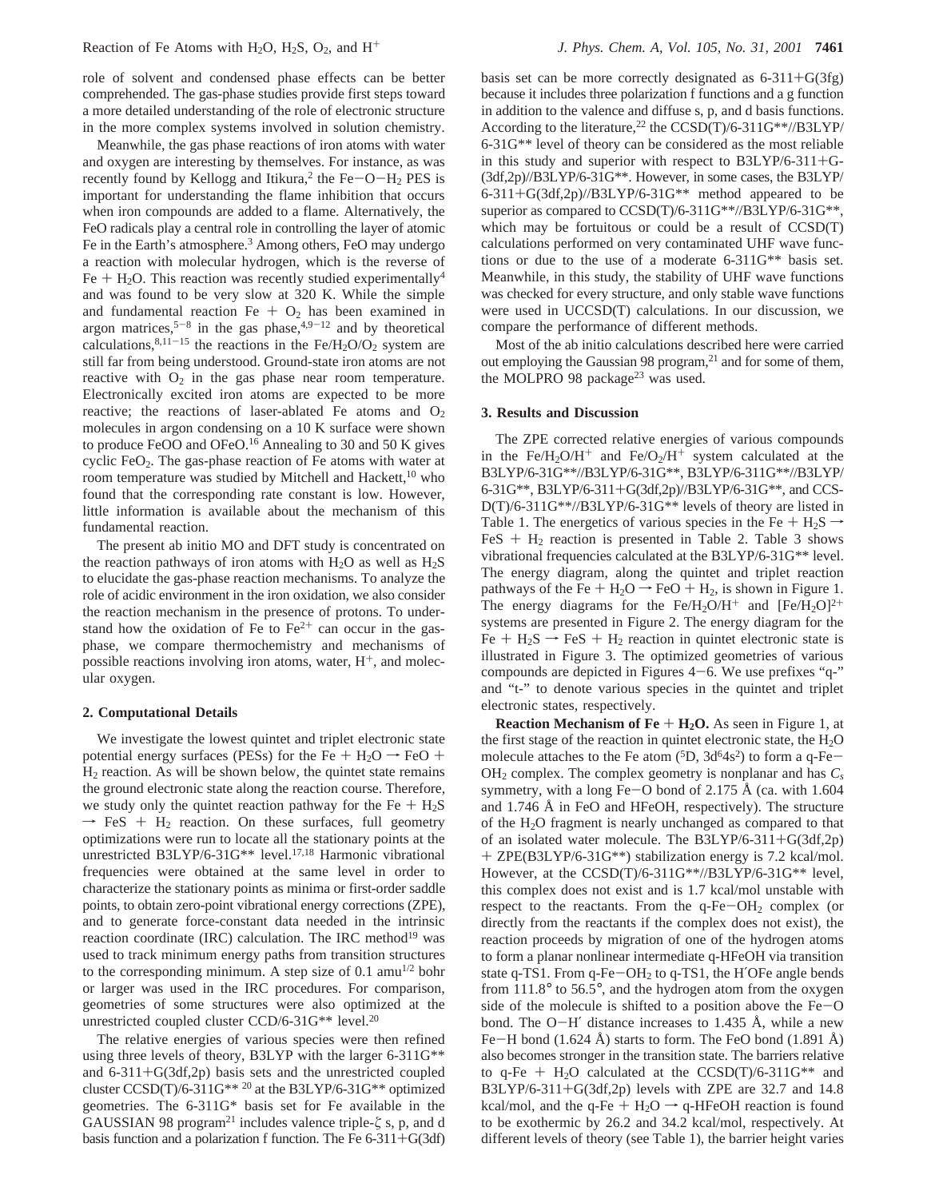role of solvent and condensed phase effects can be better comprehended. The gas-phase studies provide first steps toward a more detailed understanding of the role of electronic structure in the more complex systems involved in solution chemistry.

Meanwhile, the gas phase reactions of iron atoms with water and oxygen are interesting by themselves. For instance, as was recently found by Kellogg and Itikura,[2] the $Fe-O-H_2$ PES is important for understanding the flame inhibition that occurs when iron compounds are added to a flame. Alternatively, the FeO radicals play a central role in controlling the layer of atomic Fe in the Earth's atmosphere.[3] Among others, FeO may undergo a reaction with molecular hydrogen, which is the reverse of $Fe + H_2O$. This reaction was recently studied experimentally[4] and was found to be very slow at 320 K. While the simple and fundamental reaction $Fe + O_2$ has been examined in argon matrices,[5-8] in the gas phase,[4,9-12] and by theoretical calculations,[8,11-15] the reactions in the $Fe/H_2O/O_2$ system are still far from being understood. Ground-state iron atoms are not reactive with $O_2$ in the gas phase near room temperature. Electronically excited iron atoms are expected to be more reactive; the reactions of laser-ablated Fe atoms and $O_2$ molecules in argon condensing on a 10 K surface were shown to produce FeOO and OFeO.[16] Annealing to 30 and 50 K gives cyclic $FeO_2$. The gas-phase reaction of Fe atoms with water at room temperature was studied by Mitchell and Hackett,[10] who found that the corresponding rate constant is low. However, little information is available about the mechanism of this fundamental reaction.

The present ab initio MO and DFT study is concentrated on the reaction pathways of iron atoms with $H_2O$ as well as $H_2S$ to elucidate the gas-phase reaction mechanisms. To analyze the role of acidic environment in the iron oxidation, we also consider the reaction mechanism in the presence of protons. To understand how the oxidation of Fe to $Fe^{2+}$ can occur in the gas-phase, we compare thermochemistry and mechanisms of possible reactions involving iron atoms, water, $H^+$, and molecular oxygen.

## 2. Computational Details

We investigate the lowest quintet and triplet electronic state potential energy surfaces (PESs) for the $Fe + H_2O \rightarrow FeO + H_2$ reaction. As will be shown below, the quintet state remains the ground electronic state along the reaction course. Therefore, we study only the quintet reaction pathway for the $Fe + H_2S \rightarrow FeS + H_2$ reaction. On these surfaces, full geometry optimizations were run to locate all the stationary points at the unrestricted B3LYP/6-31G** level.[17,18] Harmonic vibrational frequencies were obtained at the same level in order to characterize the stationary points as minima or first-order saddle points, to obtain zero-point vibrational energy corrections (ZPE), and to generate force-constant data needed in the intrinsic reaction coordinate (IRC) calculation. The IRC method[19] was used to track minimum energy paths from transition structures to the corresponding minimum. A step size of 0.1 amu$^{1/2}$ bohr or larger was used in the IRC procedures. For comparison, geometries of some structures were also optimized at the unrestricted coupled cluster CCD/6-31G** level.[20]

The relative energies of various species were then refined using three levels of theory, B3LYP with the larger 6-311G** and 6-311+G(3df,2p) basis sets and the unrestricted coupled cluster CCSD(T)/6-311G** [20] at the B3LYP/6-31G** optimized geometries. The 6-311G* basis set for Fe available in the GAUSSIAN 98 program[21] includes valence triple-$\zeta$ s, p, and d basis function and a polarization f function. The Fe 6-311+G(3df) basis set can be more correctly designated as 6-311+G(3fg) because it includes three polarization f functions and a g function in addition to the valence and diffuse s, p, and d basis functions. According to the literature,[22] the CCSD(T)/6-311G**//B3LYP/6-31G** level of theory can be considered as the most reliable in this study and superior with respect to B3LYP/6-311+G-(3df,2p)//B3LYP/6-31G**. However, in some cases, the B3LYP/6-311+G(3df,2p)//B3LYP/6-31G** method appeared to be superior as compared to CCSD(T)/6-311G**//B3LYP/6-31G**, which may be fortuitous or could be a result of CCSD(T) calculations performed on very contaminated UHF wave functions or due to the use of a moderate 6-311G** basis set. Meanwhile, in this study, the stability of UHF wave functions was checked for every structure, and only stable wave functions were used in UCCSD(T) calculations. In our discussion, we compare the performance of different methods.

Most of the ab initio calculations described here were carried out employing the Gaussian 98 program,[21] and for some of them, the MOLPRO 98 package[23] was used.

## 3. Results and Discussion

The ZPE corrected relative energies of various compounds in the $Fe/H_2O/H^+$ and $Fe/O_2/H^+$ system calculated at the B3LYP/6-31G**//B3LYP/6-31G**, B3LYP/6-311G**//B3LYP/6-31G**, B3LYP/6-311+G(3df,2p)//B3LYP/6-31G**, and CCSD(T)/6-311G**//B3LYP/6-31G** levels of theory are listed in Table 1. The energetics of various species in the $Fe + H_2S \rightarrow FeS + H_2$ reaction is presented in Table 2. Table 3 shows vibrational frequencies calculated at the B3LYP/6-31G** level. The energy diagram, along the quintet and triplet reaction pathways of the $Fe + H_2O \rightarrow FeO + H_2$, is shown in Figure 1. The energy diagrams for the $Fe/H_2O/H^+$ and $[Fe/H_2O]^{2+}$ systems are presented in Figure 2. The energy diagram for the $Fe + H_2S \rightarrow FeS + H_2$ reaction in quintet electronic state is illustrated in Figure 3. The optimized geometries of various compounds are depicted in Figures 4-6. We use prefixes "q-" and "t-" to denote various species in the quintet and triplet electronic states, respectively.

**Reaction Mechanism of $Fe + H_2O$.** As seen in Figure 1, at the first stage of the reaction in quintet electronic state, the $H_2O$ molecule attaches to the Fe atom ($^5D$, $3d^64s^2$) to form a q-$Fe-OH_2$ complex. The complex geometry is nonplanar and has $C_s$ symmetry, with a long Fe−O bond of 2.175 Å (ca. with 1.604 and 1.746 Å in FeO and HFeOH, respectively). The structure of the $H_2O$ fragment is nearly unchanged as compared to that of an isolated water molecule. The B3LYP/6-311+G(3df,2p) + ZPE(B3LYP/6-31G**) stabilization energy is 7.2 kcal/mol. However, at the CCSD(T)/6-311G**//B3LYP/6-31G** level, this complex does not exist and is 1.7 kcal/mol unstable with respect to the reactants. From the q-$Fe-OH_2$ complex (or directly from the reactants if the complex does not exist), the reaction proceeds by migration of one of the hydrogen atoms to form a planar nonlinear intermediate q-HFeOH via transition state q-TS1. From q-$Fe-OH_2$ to q-TS1, the H′OFe angle bends from 111.8° to 56.5°, and the hydrogen atom from the oxygen side of the molecule is shifted to a position above the Fe−O bond. The O−H′ distance increases to 1.435 Å, while a new Fe−H bond (1.624 Å) starts to form. The FeO bond (1.891 Å) also becomes stronger in the transition state. The barriers relative to q-$Fe + H_2O$ calculated at the CCSD(T)/6-311G** and B3LYP/6-311+G(3df,2p) levels with ZPE are 32.7 and 14.8 kcal/mol, and the q-$Fe + H_2O \rightarrow$ q-HFeOH reaction is found to be exothermic by 26.2 and 34.2 kcal/mol, respectively. At different levels of theory (see Table 1), the barrier height varies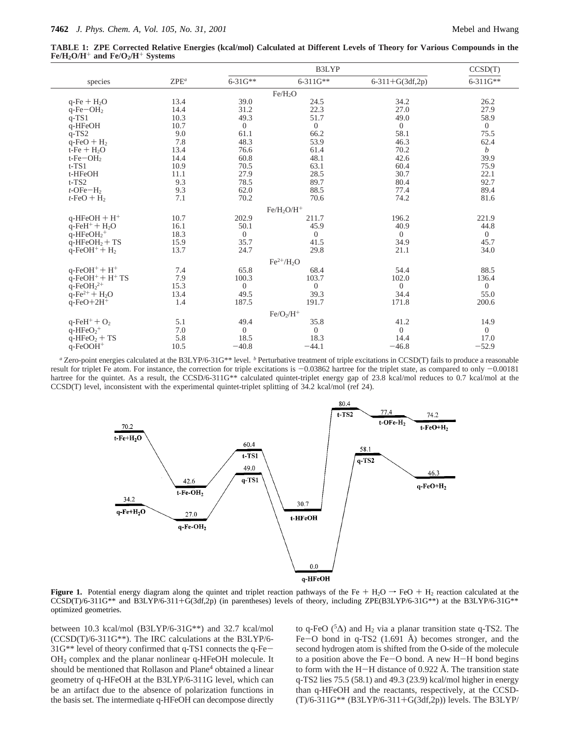**TABLE 1: ZPE Corrected Relative Energies (kcal/mol) Calculated at Different Levels of Theory for Various Compounds in the $Fe/H_2O/H^+$ and $Fe/O_2/H^+$ Systems**

| species | ZPE[a] | B3LYP | | | CCSD(T) |
|---|---|---|---|---|---|
| | | 6-31G** | 6-311G** | 6-311+G(3df,2p) | 6-311G** |
| | | | $Fe/H_2O$ | | |
| q-Fe + $H_2O$ | 13.4 | 39.0 | 24.5 | 34.2 | 26.2 |
| q-Fe−$OH_2$ | 14.4 | 31.2 | 22.3 | 27.0 | 27.9 |
| q-TS1 | 10.3 | 49.3 | 51.7 | 49.0 | 58.9 |
| q-HFeOH | 10.7 | 0 | 0 | 0 | 0 |
| q-TS2 | 9.0 | 61.1 | 66.2 | 58.1 | 75.5 |
| q-FeO + $H_2$ | 7.8 | 48.3 | 53.9 | 46.3 | 62.4 |
| t-Fe + $H_2O$ | 13.4 | 76.6 | 61.4 | 70.2 | *b* |
| t-Fe−$OH_2$ | 14.4 | 60.8 | 48.1 | 42.6 | 39.9 |
| t-TS1 | 10.9 | 70.5 | 63.1 | 60.4 | 75.9 |
| t-HFeOH | 11.1 | 27.9 | 28.5 | 30.7 | 22.1 |
| t-TS2 | 9.3 | 78.5 | 89.7 | 80.4 | 92.7 |
| *t*-OFe−$H_2$ | 9.3 | 62.0 | 88.5 | 77.4 | 89.4 |
| *t*-FeO + $H_2$ | 7.1 | 70.2 | 70.6 | 74.2 | 81.6 |
| | | | $Fe/H_2O/H^+$ | | |
| q-HFeOH + $H^+$ | 10.7 | 202.9 | 211.7 | 196.2 | 221.9 |
| q-$FeH^+$ + $H_2O$ | 16.1 | 50.1 | 45.9 | 40.9 | 44.8 |
| q-$HFeOH_2^+$ | 18.3 | 0 | 0 | 0 | 0 |
| q-$HFeOH_2$ + TS | 15.9 | 35.7 | 41.5 | 34.9 | 45.7 |
| q-$FeOH^+$ + $H_2$ | 13.7 | 24.7 | 29.8 | 21.1 | 34.0 |
| | | | $Fe^{2+}/H_2O$ | | |
| q-$FeOH^+$ + $H^+$ | 7.4 | 65.8 | 68.4 | 54.4 | 88.5 |
| q-$FeOH^+$ + $H^+$ TS | 7.9 | 100.3 | 103.7 | 102.0 | 136.4 |
| q-$FeOH_2^{2+}$ | 15.3 | 0 | 0 | 0 | 0 |
| q-$Fe^{2+}$ + $H_2O$ | 13.4 | 49.5 | 39.3 | 34.4 | 55.0 |
| q-FeO+2$H^+$ | 1.4 | 187.5 | 191.7 | 171.8 | 200.6 |
| | | | $Fe/O_2/H^+$ | | |
| q-$FeH^+$ + $O_2$ | 5.1 | 49.4 | 35.8 | 41.2 | 14.9 |
| q-$HFeO_2^+$ | 7.0 | 0 | 0 | 0 | 0 |
| q-$HFeO_2$ + TS | 5.8 | 18.5 | 18.3 | 14.4 | 17.0 |
| q-$FeOOH^+$ | 10.5 | −40.8 | −44.1 | −46.8 | −52.9 |

[a] Zero-point energies calculated at the B3LYP/6-31G** level. [b] Perturbative treatment of triple excitations in CCSD(T) fails to produce a reasonable result for triplet Fe atom. For instance, the correction for triple excitations is −0.03862 hartree for the triplet state, as compared to only −0.00181 hartree for the quintet. As a result, the CCSD/6-311G** calculated quintet-triplet energy gap of 23.8 kcal/mol reduces to 0.7 kcal/mol at the CCSD(T) level, inconsistent with the experimental quintet-triplet splitting of 34.2 kcal/mol (ref 24).

**Figure 1.** Potential energy diagram along the quintet and triplet reaction pathways of the Fe + $H_2O$ → FeO + $H_2$ reaction calculated at the CCSD(T)/6-311G** and B3LYP/6-311+G(3df,2p) (in parentheses) levels of theory, including ZPE(B3LYP/6-31G**) at the B3LYP/6-31G** optimized geometries.

between 10.3 kcal/mol (B3LYP/6-31G**) and 32.7 kcal/mol (CCSD(T)/6-311G**). The IRC calculations at the B3LYP/6-31G** level of theory confirmed that q-TS1 connects the q-Fe−$OH_2$ complex and the planar nonlinear q-HFeOH molecule. It should be mentioned that Rollason and Plane[4] obtained a linear geometry of q-HFeOH at the B3LYP/6-311G level, which can be an artifact due to the absence of polarization functions in the basis set. The intermediate q-HFeOH can decompose directly to q-FeO ($^5\Delta$) and $H_2$ via a planar transition state q-TS2. The Fe−O bond in q-TS2 (1.691 Å) becomes stronger, and the second hydrogen atom is shifted from the O-side of the molecule to a position above the Fe−O bond. A new H−H bond begins to form with the H−H distance of 0.922 Å. The transition state q-TS2 lies 75.5 (58.1) and 49.3 (23.9) kcal/mol higher in energy than q-HFeOH and the reactants, respectively, at the CCSD-(T)/6-311G** (B3LYP/6-311+G(3df,2p)) levels. The B3LYP/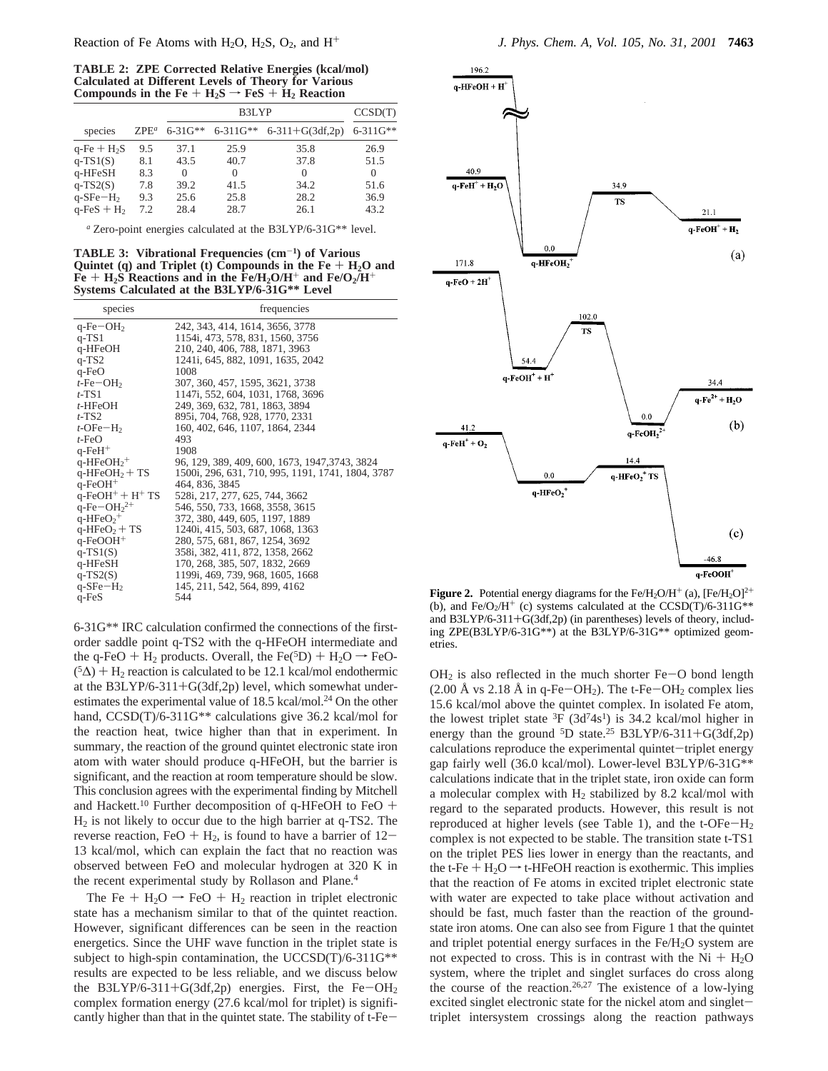**TABLE 2: ZPE Corrected Relative Energies (kcal/mol) Calculated at Different Levels of Theory for Various Compounds in the $Fe + H_2S \rightarrow FeS + H_2$ Reaction**

| species | ZPE[a] | B3LYP | | | CCSD(T) |
|---|---|---|---|---|---|
| | | 6-31G** | 6-311G** | 6-311+G(3df,2p) | 6-311G** |
| q-Fe + $H_2S$ | 9.5 | 37.1 | 25.9 | 35.8 | 26.9 |
| q-TS1(S) | 8.1 | 43.5 | 40.7 | 37.8 | 51.5 |
| q-HFeSH | 8.3 | 0 | 0 | 0 | 0 |
| q-TS2(S) | 7.8 | 39.2 | 41.5 | 34.2 | 51.6 |
| q-SFe−$H_2$ | 9.3 | 25.6 | 25.8 | 28.2 | 36.9 |
| q-FeS + $H_2$ | 7.2 | 28.4 | 28.7 | 26.1 | 43.2 |

[a] Zero-point energies calculated at the B3LYP/6-31G** level.

**TABLE 3: Vibrational Frequencies ($cm^{-1}$) of Various Quintet (q) and Triplet (t) Compounds in the $Fe + H_2O$ and $Fe + H_2S$ Reactions and in the $Fe/H_2O/H^+$ and $Fe/O_2/H^+$ Systems Calculated at the B3LYP/6-31G** Level**

| species | frequencies |
|---|---|
| q-Fe−$OH_2$ | 242, 343, 414, 1614, 3656, 3778 |
| q-TS1 | 1154i, 473, 578, 831, 1560, 3756 |
| q-HFeOH | 210, 240, 406, 788, 1871, 3963 |
| q-TS2 | 1241i, 645, 882, 1091, 1635, 2042 |
| q-FeO | 1008 |
| *t*-Fe−$OH_2$ | 307, 360, 457, 1595, 3621, 3738 |
| *t*-TS1 | 1147i, 552, 604, 1031, 1768, 3696 |
| *t*-HFeOH | 249, 369, 632, 781, 1863, 3894 |
| *t*-TS2 | 895i, 704, 768, 928, 1770, 2331 |
| *t*-OFe−$H_2$ | 160, 402, 646, 1107, 1864, 2344 |
| *t*-FeO | 493 |
| q-$FeH^+$ | 1908 |
| q-$HFeOH_2^+$ | 96, 129, 389, 409, 600, 1673, 1947,3743, 3824 |
| q-$HFeOH_2^+$ TS | 1500i, 296, 631, 710, 995, 1191, 1741, 1804, 3787 |
| q-$FeOH^+$ | 464, 836, 3845 |
| q-$FeOH^+$ + $H^+$ TS | 528i, 217, 277, 625, 744, 3662 |
| q-Fe−$OH_2^{2+}$ | 546, 550, 733, 1668, 3558, 3615 |
| q-$HFeO_2^+$ | 372, 380, 449, 605, 1197, 1889 |
| q-$HFeO_2^+$ TS | 1240i, 415, 503, 687, 1068, 1363 |
| q-$FeOOH^+$ | 280, 575, 681, 867, 1254, 3692 |
| q-TS1(S) | 358i, 382, 411, 872, 1358, 2662 |
| q-HFeSH | 170, 268, 385, 507, 1832, 2669 |
| q-TS2(S) | 1199i, 469, 739, 968, 1605, 1668 |
| q-SFe−$H_2$ | 145, 211, 542, 564, 899, 4162 |
| q-FeS | 544 |

6-31G** IRC calculation confirmed the connections of the first-order saddle point q-TS2 with the q-HFeOH intermediate and the q-FeO + $H_2$ products. Overall, the $Fe(^5D) + H_2O \rightarrow FeO(^5\Delta) + H_2$ reaction is calculated to be 12.1 kcal/mol endothermic at the B3LYP/6-311+G(3df,2p) level, which somewhat underestimates the experimental value of 18.5 kcal/mol.[24] On the other hand, CCSD(T)/6-311G** calculations give 36.2 kcal/mol for the reaction heat, twice higher than that in experiment. In summary, the reaction of the ground quintet electronic state iron atom with water should produce q-HFeOH, but the barrier is significant, and the reaction at room temperature should be slow. This conclusion agrees with the experimental finding by Mitchell and Hackett.[10] Further decomposition of q-HFeOH to FeO + $H_2$ is not likely to occur due to the high barrier at q-TS2. The reverse reaction, FeO + $H_2$, is found to have a barrier of 12−13 kcal/mol, which can explain the fact that no reaction was observed between FeO and molecular hydrogen at 320 K in the recent experimental study by Rollason and Plane.[4]

The $Fe + H_2O \rightarrow FeO + H_2$ reaction in triplet electronic state has a mechanism similar to that of the quintet reaction. However, significant differences can be seen in the reaction energetics. Since the UHF wave function in the triplet state is subject to high-spin contamination, the UCCSD(T)/6-311G** results are expected to be less reliable, and we discuss below the B3LYP/6-311+G(3df,2p) energies. First, the Fe−$OH_2$ complex formation energy (27.6 kcal/mol for triplet) is significantly higher than that in the quintet state. The stability of t-Fe−$OH_2$ is also reflected in the much shorter Fe−O bond length (2.00 Å vs 2.18 Å in q-Fe−$OH_2$). The t-Fe−$OH_2$ complex lies 15.6 kcal/mol above the quintet complex. In isolated Fe atom, the lowest triplet state $^3F$ ($3d^74s^1$) is 34.2 kcal/mol higher in energy than the ground $^5D$ state.[25] B3LYP/6-311+G(3df,2p) calculations reproduce the experimental quintet−triplet energy gap fairly well (36.0 kcal/mol). Lower-level B3LYP/6-31G** calculations indicate that in the triplet state, iron oxide can form a molecular complex with $H_2$ stabilized by 8.2 kcal/mol with regard to the separated products. However, this result is not reproduced at higher levels (see Table 1), and the t-OFe−$H_2$ complex is not expected to be stable. The transition state t-TS1 on the triplet PES lies lower in energy than the reactants, and the t-Fe + $H_2O$ → t-HFeOH reaction is exothermic. This implies that the reaction of Fe atoms in excited triplet electronic state with water are expected to take place without activation and should be fast, much faster than the reaction of the ground-state iron atoms. One can also see from Figure 1 that the quintet and triplet potential energy surfaces in the Fe/$H_2O$ system are not expected to cross. This is in contrast with the Ni + $H_2O$ system, where the triplet and singlet surfaces do cross along the course of the reaction.[26,27] The existence of a low-lying excited singlet electronic state for the nickel atom and singlet−triplet intersystem crossings along the reaction pathways

**Figure 2.** Potential energy diagrams for the $Fe/H_2O/H^+$ (a), $[Fe/H_2O]^{2+}$ (b), and $Fe/O_2/H^+$ (c) systems calculated at the CCSD(T)/6-311G** and B3LYP/6-311+G(3df,2p) (in parentheses) levels of theory, including ZPE(B3LYP/6-31G**) at the B3LYP/6-31G** optimized geometries.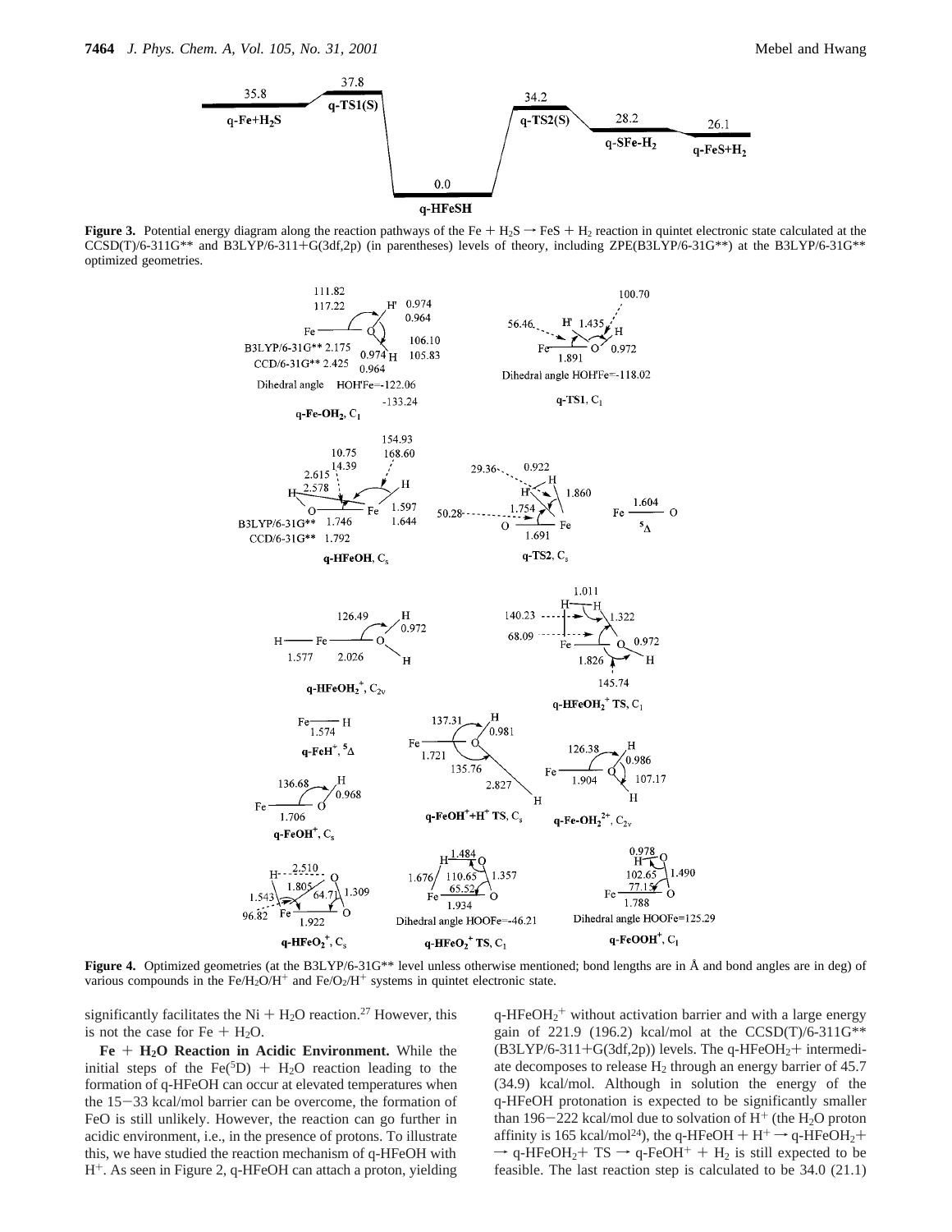**Figure 3.** Potential energy diagram along the reaction pathways of the Fe + $H_2S$ → FeS + $H_2$ reaction in quintet electronic state calculated at the CCSD(T)/6-311G** and B3LYP/6-311+G(3df,2p) (in parentheses) levels of theory, including ZPE(B3LYP/6-31G**) at the B3LYP/6-31G** optimized geometries.

**Figure 4.** Optimized geometries (at the B3LYP/6-31G** level unless otherwise mentioned; bond lengths are in Å and bond angles are in deg) of various compounds in the Fe/$H_2O/H^+$ and Fe/$O_2/H^+$ systems in quintet electronic state.

significantly facilitates the Ni + $H_2O$ reaction.[27] However, this is not the case for Fe + $H_2O$.

**Fe + $H_2O$ Reaction in Acidic Environment.** While the initial steps of the Fe($^5$D) + $H_2O$ reaction leading to the formation of q-HFeOH can occur at elevated temperatures when the 15−33 kcal/mol barrier can be overcome, the formation of FeO is still unlikely. However, the reaction can go further in acidic environment, i.e., in the presence of protons. To illustrate this, we have studied the reaction mechanism of q-HFeOH with $H^+$. As seen in Figure 2, q-HFeOH can attach a proton, yielding q-$HFeOH_2^+$ without activation barrier and with a large energy gain of 221.9 (196.2) kcal/mol at the CCSD(T)/6-311G** (B3LYP/6-311+G(3df,2p)) levels. The q-$HFeOH_2$+ intermediate decomposes to release $H_2$ through an energy barrier of 45.7 (34.9) kcal/mol. Although in solution the energy of the q-HFeOH protonation is expected to be significantly smaller than 196−222 kcal/mol due to solvation of $H^+$ (the $H_2O$ proton affinity is 165 kcal/mol[24]), the q-HFeOH + $H^+$ → q-$HFeOH_2$+ → q-$HFeOH_2$+ TS → q-$FeOH^+$ + $H_2$ is still expected to be feasible. The last reaction step is calculated to be 34.0 (21.1)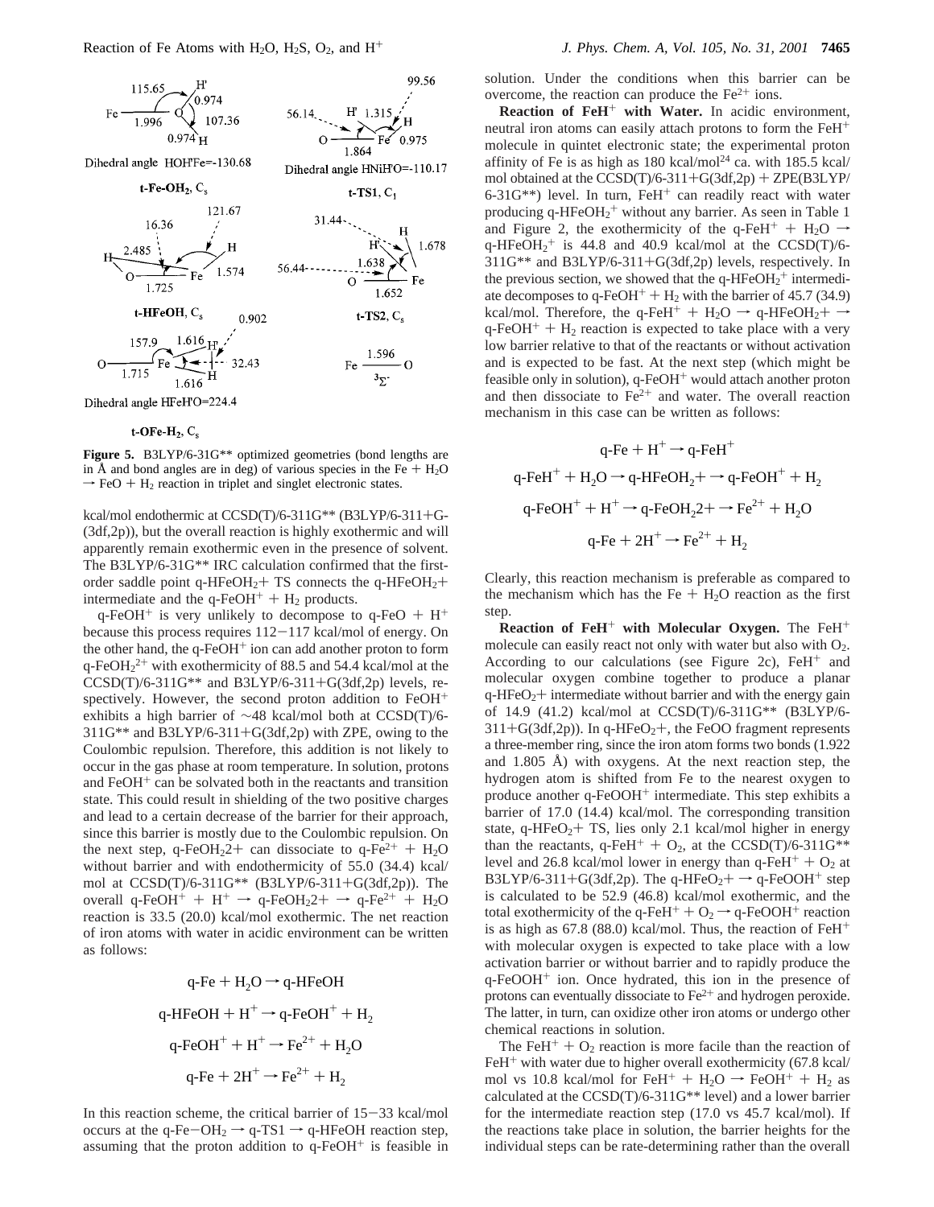Figure 5. B3LYP/6-31G** optimized geometries (bond lengths are in Å and bond angles are in deg) of various species in the $Fe + H_2O \rightarrow FeO + H_2$ reaction in triplet and singlet electronic states.

kcal/mol endothermic at CCSD(T)/6-311G** (B3LYP/6-311+G-(3df,2p)), but the overall reaction is highly exothermic and will apparently remain exothermic even in the presence of solvent. The B3LYP/6-31G** IRC calculation confirmed that the first-order saddle point q-$HFeOH_2$+ TS connects the q-$HFeOH_2$+ intermediate and the q-$FeOH^+$ + $H_2$ products.

q-$FeOH^+$ is very unlikely to decompose to q-FeO + $H^+$ because this process requires 112−117 kcal/mol of energy. On the other hand, the q-$FeOH^+$ ion can add another proton to form q-$FeOH_2^{2+}$ with exothermicity of 88.5 and 54.4 kcal/mol at the CCSD(T)/6-311G** and B3LYP/6-311+G(3df,2p) levels, respectively. However, the second proton addition to $FeOH^+$ exhibits a high barrier of ~48 kcal/mol both at CCSD(T)/6-311G** and B3LYP/6-311+G(3df,2p) with ZPE, owing to the Coulombic repulsion. Therefore, this addition is not likely to occur in the gas phase at room temperature. In solution, protons and $FeOH^+$ can be solvated both in the reactants and transition state. This could result in shielding of the two positive charges and lead to a certain decrease of the barrier for their approach, since this barrier is mostly due to the Coulombic repulsion. On the next step, q-$FeOH_2$2+ can dissociate to q-$Fe^{2+}$ + $H_2O$ without barrier and with endothermicity of 55.0 (34.4) kcal/mol at CCSD(T)/6-311G** (B3LYP/6-311+G(3df,2p)). The overall q-$FeOH^+$ + $H^+$ → q-$FeOH_2$2+ → q-$Fe^{2+}$ + $H_2O$ reaction is 33.5 (20.0) kcal/mol exothermic. The net reaction of iron atoms with water in acidic environment can be written as follows:

$$\text{q-Fe} + H_2O \rightarrow \text{q-HFeOH}$$

$$\text{q-HFeOH} + H^+ \rightarrow \text{q-FeOH}^+ + H_2$$

$$\text{q-FeOH}^+ + H^+ \rightarrow Fe^{2+} + H_2O$$

$$\text{q-Fe} + 2H^+ \rightarrow Fe^{2+} + H_2$$

In this reaction scheme, the critical barrier of 15−33 kcal/mol occurs at the q-Fe−$OH_2$ → q-TS1 → q-HFeOH reaction step, assuming that the proton addition to q-$FeOH^+$ is feasible in solution. Under the conditions when this barrier can be overcome, the reaction can produce the $Fe^{2+}$ ions.

**Reaction of $FeH^+$ with Water.** In acidic environment, neutral iron atoms can easily attach protons to form the $FeH^+$ molecule in quintet electronic state; the experimental proton affinity of Fe is as high as 180 kcal/mol[24] ca. with 185.5 kcal/mol obtained at the CCSD(T)/6-311+G(3df,2p) + ZPE(B3LYP/6-31G**) level. In turn, $FeH^+$ can readily react with water producing q-$HFeOH_2^+$ without any barrier. As seen in Table 1 and Figure 2, the exothermicity of the q-$FeH^+$ + $H_2O$ → q-$HFeOH_2^+$ is 44.8 and 40.9 kcal/mol at the CCSD(T)/6-311G** and B3LYP/6-311+G(3df,2p) levels, respectively. In the previous section, we showed that the q-$HFeOH_2^+$ intermediate decomposes to q-$FeOH^+$ + $H_2$ with the barrier of 45.7 (34.9) kcal/mol. Therefore, the q-$FeH^+$ + $H_2O$ → q-$HFeOH_2$+ → q-$FeOH^+$ + $H_2$ reaction is expected to take place with a very low barrier relative to that of the reactants or without activation and is expected to be fast. At the next step (which might be feasible only in solution), q-$FeOH^+$ would attach another proton and then dissociate to $Fe^{2+}$ and water. The overall reaction mechanism in this case can be written as follows:

$$\text{q-Fe} + H^+ \rightarrow \text{q-FeH}^+$$

$$\text{q-FeH}^+ + H_2O \rightarrow \text{q-HFeOH}_2\text{+} \rightarrow \text{q-FeOH}^+ + H_2$$

$$\text{q-FeOH}^+ + H^+ \rightarrow \text{q-FeOH}_2\text{2+} \rightarrow Fe^{2+} + H_2O$$

$$\text{q-Fe} + 2H^+ \rightarrow Fe^{2+} + H_2$$

Clearly, this reaction mechanism is preferable as compared to the mechanism which has the Fe + $H_2O$ reaction as the first step.

**Reaction of $FeH^+$ with Molecular Oxygen.** The $FeH^+$ molecule can easily react not only with water but also with $O_2$. According to our calculations (see Figure 2c), $FeH^+$ and molecular oxygen combine together to produce a planar q-$HFeO_2$+ intermediate without barrier and with the energy gain of 14.9 (41.2) kcal/mol at CCSD(T)/6-311G** (B3LYP/6-311+G(3df,2p)). In q-$HFeO_2$+, the FeOO fragment represents a three-member ring, since the iron atom forms two bonds (1.922 and 1.805 Å) with oxygens. At the next reaction step, the hydrogen atom is shifted from Fe to the nearest oxygen to produce another q-$FeOOH^+$ intermediate. This step exhibits a barrier of 17.0 (14.4) kcal/mol. The corresponding transition state, q-$HFeO_2$+ TS, lies only 2.1 kcal/mol higher in energy than the reactants, q-$FeH^+$ + $O_2$, at the CCSD(T)/6-311G** level and 26.8 kcal/mol lower in energy than q-$FeH^+$ + $O_2$ at B3LYP/6-311+G(3df,2p). The q-$HFeO_2$+ → q-$FeOOH^+$ step is calculated to be 52.9 (46.8) kcal/mol exothermic, and the total exothermicity of the q-$FeH^+$ + $O_2$ → q-$FeOOH^+$ reaction is as high as 67.8 (88.0) kcal/mol. Thus, the reaction of $FeH^+$ with molecular oxygen is expected to take place with a low activation barrier or without barrier and to rapidly produce the q-$FeOOH^+$ ion. Once hydrated, this ion in the presence of protons can eventually dissociate to $Fe^{2+}$ and hydrogen peroxide. The latter, in turn, can oxidize other iron atoms or undergo other chemical reactions in solution.

The $FeH^+$ + $O_2$ reaction is more facile than the reaction of $FeH^+$ with water due to higher overall exothermicity (67.8 kcal/mol vs 10.8 kcal/mol for $FeH^+$ + $H_2O$ → $FeOH^+$ + $H_2$ as calculated at the CCSD(T)/6-311G** level) and a lower barrier for the intermediate reaction step (17.0 vs 45.7 kcal/mol). If the reactions take place in solution, the barrier heights for the individual steps can be rate-determining rather than the overall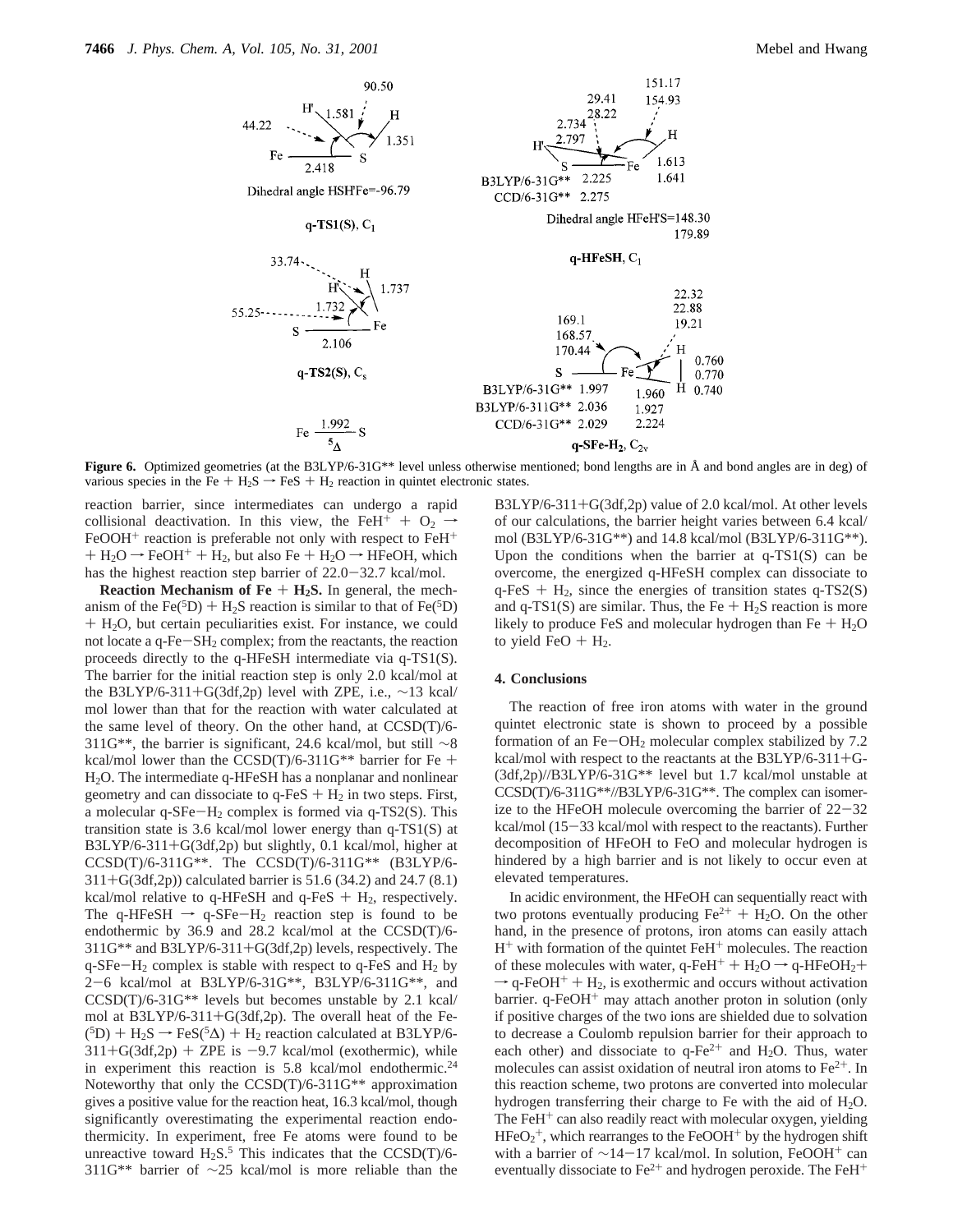**Figure 6.** Optimized geometries (at the B3LYP/6-31G** level unless otherwise mentioned; bond lengths are in Å and bond angles are in deg) of various species in the $Fe + H_2S \rightarrow FeS + H_2$ reaction in quintet electronic states.

reaction barrier, since intermediates can undergo a rapid collisional deactivation. In this view, the $FeH^+ + O_2 \rightarrow FeOOH^+$ reaction is preferable not only with respect to $FeH^+ + H_2O \rightarrow FeOH^+ + H_2$, but also $Fe + H_2O \rightarrow HFeOH$, which has the highest reaction step barrier of 22.0−32.7 kcal/mol.

**Reaction Mechanism of Fe + $H_2S$.** In general, the mechanism of the $Fe(^5D) + H_2S$ reaction is similar to that of $Fe(^5D) + H_2O$, but certain peculiarities exist. For instance, we could not locate a q-Fe−$SH_2$ complex; from the reactants, the reaction proceeds directly to the q-HFeSH intermediate via q-TS1(S). The barrier for the initial reaction step is only 2.0 kcal/mol at the B3LYP/6-311+G(3df,2p) level with ZPE, i.e., ∼13 kcal/mol lower than that for the reaction with water calculated at the same level of theory. On the other hand, at CCSD(T)/6-311G**, the barrier is significant, 24.6 kcal/mol, but still ∼8 kcal/mol lower than the CCSD(T)/6-311G** barrier for Fe + $H_2O$. The intermediate q-HFeSH has a nonplanar and nonlinear geometry and can dissociate to q-FeS + $H_2$ in two steps. First, a molecular q-SFe−$H_2$ complex is formed via q-TS2(S). This transition state is 3.6 kcal/mol lower energy than q-TS1(S) at B3LYP/6-311+G(3df,2p) but slightly, 0.1 kcal/mol, higher at CCSD(T)/6-311G**. The CCSD(T)/6-311G** (B3LYP/6-311+G(3df,2p)) calculated barrier is 51.6 (34.2) and 24.7 (8.1) kcal/mol relative to q-HFeSH and q-FeS + $H_2$, respectively. The q-HFeSH → q-SFe−$H_2$ reaction step is found to be endothermic by 36.9 and 28.2 kcal/mol at the CCSD(T)/6-311G** and B3LYP/6-311+G(3df,2p) levels, respectively. The q-SFe−$H_2$ complex is stable with respect to q-FeS and $H_2$ by 2−6 kcal/mol at B3LYP/6-31G**, B3LYP/6-311G**, and CCSD(T)/6-31G** levels but becomes unstable by 2.1 kcal/mol at B3LYP/6-311+G(3df,2p). The overall heat of the $Fe(^5D) + H_2S \rightarrow FeS(^5\Delta) + H_2$ reaction calculated at B3LYP/6-311+G(3df,2p) + ZPE is −9.7 kcal/mol (exothermic), while in experiment this reaction is 5.8 kcal/mol endothermic.[24] Noteworthy that only the CCSD(T)/6-311G** approximation gives a positive value for the reaction heat, 16.3 kcal/mol, though significantly overestimating the experimental reaction endothermicity. In experiment, free Fe atoms were found to be unreactive toward $H_2S$.[5] This indicates that the CCSD(T)/6-311G** barrier of ∼25 kcal/mol is more reliable than the B3LYP/6-311+G(3df,2p) value of 2.0 kcal/mol. At other levels of our calculations, the barrier height varies between 6.4 kcal/mol (B3LYP/6-31G**) and 14.8 kcal/mol (B3LYP/6-311G**). Upon the conditions when the barrier at q-TS1(S) can be overcome, the energized q-HFeSH complex can dissociate to q-FeS + $H_2$, since the energies of transition states q-TS2(S) and q-TS1(S) are similar. Thus, the Fe + $H_2S$ reaction is more likely to produce FeS and molecular hydrogen than Fe + $H_2O$ to yield FeO + $H_2$.

## 4. Conclusions

The reaction of free iron atoms with water in the ground quintet electronic state is shown to proceed by a possible formation of an Fe−$OH_2$ molecular complex stabilized by 7.2 kcal/mol with respect to the reactants at the B3LYP/6-311+G-(3df,2p)//B3LYP/6-31G** level but 1.7 kcal/mol unstable at CCSD(T)/6-311G**//B3LYP/6-31G**. The complex can isomerize to the HFeOH molecule overcoming the barrier of 22−32 kcal/mol (15−33 kcal/mol with respect to the reactants). Further decomposition of HFeOH to FeO and molecular hydrogen is hindered by a high barrier and is not likely to occur even at elevated temperatures.

In acidic environment, the HFeOH can sequentially react with two protons eventually producing $Fe^{2+} + H_2O$. On the other hand, in the presence of protons, iron atoms can easily attach $H^+$ with formation of the quintet $FeH^+$ molecules. The reaction of these molecules with water, q-$FeH^+ + H_2O \rightarrow$ q-$HFeOH_2^+ \rightarrow$ q-$FeOH^+ + H_2$, is exothermic and occurs without activation barrier. q-$FeOH^+$ may attach another proton in solution (only if positive charges of the two ions are shielded due to solvation to decrease a Coulomb repulsion barrier for their approach to each other) and dissociate to q-$Fe^{2+}$ and $H_2O$. Thus, water molecules can assist oxidation of neutral iron atoms to $Fe^{2+}$. In this reaction scheme, two protons are converted into molecular hydrogen transferring their charge to Fe with the aid of $H_2O$. The $FeH^+$ can also readily react with molecular oxygen, yielding $HFeO_2^+$, which rearranges to the $FeOOH^+$ by the hydrogen shift with a barrier of ∼14−17 kcal/mol. In solution, $FeOOH^+$ can eventually dissociate to $Fe^{2+}$ and hydrogen peroxide. The $FeH^+$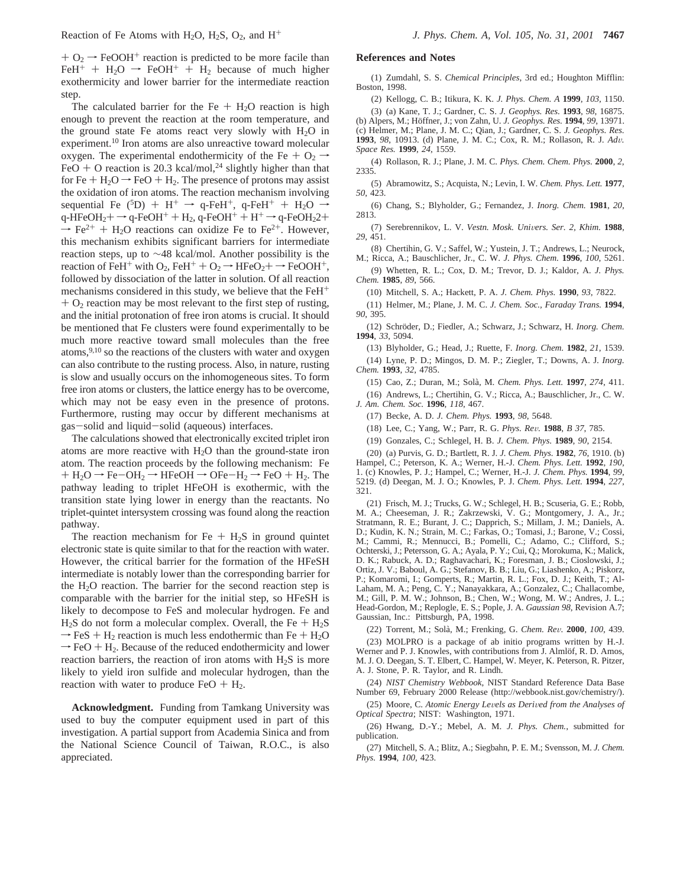$+ O_2 \rightarrow FeOOH^+$ reaction is predicted to be more facile than $FeH^+ + H_2O \rightarrow FeOH^+ + H_2$ because of much higher exothermicity and lower barrier for the intermediate reaction step.

The calculated barrier for the $Fe + H_2O$ reaction is high enough to prevent the reaction at the room temperature, and the ground state Fe atoms react very slowly with $H_2O$ in experiment.[10] Iron atoms are also unreactive toward molecular oxygen. The experimental endothermicity of the $Fe + O_2 \rightarrow FeO + O$ reaction is 20.3 kcal/mol,[24] slightly higher than that for $Fe + H_2O \rightarrow FeO + H_2$. The presence of protons may assist the oxidation of iron atoms. The reaction mechanism involving sequential Fe ($^5$D) $+ H^+ \rightarrow$ q-$FeH^+$, q-$FeH^+ + H_2O \rightarrow$ q-$HFeOH_2+ \rightarrow$ q-$FeOH^+ + H_2$, q-$FeOH^+ + H^+ \rightarrow$ q-$FeOH_2 2+ \rightarrow Fe^{2+} + H_2O$ reactions can oxidize Fe to $Fe^{2+}$. However, this mechanism exhibits significant barriers for intermediate reaction steps, up to ~48 kcal/mol. Another possibility is the reaction of $FeH^+$ with $O_2$, $FeH^+ + O_2 \rightarrow HFeO_2+ \rightarrow FeOOH^+$, followed by dissociation of the latter in solution. Of all reaction mechanisms considered in this study, we believe that the $FeH^+ + O_2$ reaction may be most relevant to the first step of rusting, and the initial protonation of free iron atoms is crucial. It should be mentioned that Fe clusters were found experimentally to be much more reactive toward small molecules than the free atoms,[9,10] so the reactions of the clusters with water and oxygen can also contribute to the rusting process. Also, in nature, rusting is slow and usually occurs on the inhomogeneous sites. To form free iron atoms or clusters, the lattice energy has to be overcome, which may not be easy even in the presence of protons. Furthermore, rusting may occur by different mechanisms at gas–solid and liquid–solid (aqueous) interfaces.

The calculations showed that electronically excited triplet iron atoms are more reactive with $H_2O$ than the ground-state iron atom. The reaction proceeds by the following mechanism: $Fe + H_2O \rightarrow Fe{-}OH_2 \rightarrow HFeOH \rightarrow OFe{-}H_2 \rightarrow FeO + H_2$. The pathway leading to triplet HFeOH is exothermic, with the transition state lying lower in energy than the reactants. No triplet-quintet intersystem crossing was found along the reaction pathway.

The reaction mechanism for $Fe + H_2S$ in ground quintet electronic state is quite similar to that for the reaction with water. However, the critical barrier for the formation of the HFeSH intermediate is notably lower than the corresponding barrier for the $H_2O$ reaction. The barrier for the second reaction step is comparable with the barrier for the initial step, so HFeSH is likely to decompose to FeS and molecular hydrogen. Fe and $H_2S$ do not form a molecular complex. Overall, the $Fe + H_2S \rightarrow FeS + H_2$ reaction is much less endothermic than $Fe + H_2O \rightarrow FeO + H_2$. Because of the reduced endothermicity and lower reaction barriers, the reaction of iron atoms with $H_2S$ is more likely to yield iron sulfide and molecular hydrogen, than the reaction with water to produce $FeO + H_2$.

**Acknowledgment.** Funding from Tamkang University was used to buy the computer equipment used in part of this investigation. A partial support from Academia Sinica and from the National Science Council of Taiwan, R.O.C., is also appreciated.

## References and Notes

(1) Zumdahl, S. S. *Chemical Principles*, 3rd ed.; Houghton Mifflin: Boston, 1998.

(2) Kellogg, C. B.; Itikura, K. K. *J. Phys. Chem. A* **1999**, *103*, 1150.

(3) (a) Kane, T. J.; Gardner, C. S. *J. Geophys. Res.* **1993**, *98*, 16875. (b) Alpers, M.; Höffner, J.; von Zahn, U. *J. Geophys. Res.* **1994**, *99*, 13971. (c) Helmer, M.; Plane, J. M. C.; Qian, J.; Gardner, C. S. *J. Geophys. Res.* **1993**, *98*, 10913. (d) Plane, J. M. C.; Cox, R. M.; Rollason, R. J. *Adv. Space Res.* **1999**, *24*, 1559.

(4) Rollason, R. J.; Plane, J. M. C. *Phys. Chem. Chem. Phys.* **2000**, *2*, 2335.

(5) Abramowitz, S.; Acquista, N.; Levin, I. W. *Chem. Phys. Lett.* **1977**, *50*, 423.

(6) Chang, S.; Blyholder, G.; Fernandez, J. *Inorg. Chem.* **1981**, *20*, 2813.

(7) Serebrennikov, L. V. *Vestn. Mosk. Univ. Ser. 2, Khim.* **1988**, *29*, 451.

(8) Chertihin, G. V.; Saffel, W.; Yustein, J. T.; Andrews, L.; Neurock, M.; Ricca, A.; Bauschlicher, Jr., C. W. *J. Phys. Chem.* **1996**, *100*, 5261.

(9) Whetten, R. L.; Cox, D. M.; Trevor, D. J.; Kaldor, A. *J. Phys. Chem.* **1985**, *89*, 566.

(10) Mitchell, S. A.; Hackett, P. A. *J. Chem. Phys.* **1990**, *93*, 7822.

(11) Helmer, M.; Plane, J. M. C. *J. Chem. Soc., Faraday Trans.* **1994**, *90*, 395.

(12) Schröder, D.; Fiedler, A.; Schwarz, J.; Schwarz, H. *Inorg. Chem.* **1994**, *33*, 5094.

(13) Blyholder, G.; Head, J.; Ruette, F. *Inorg. Chem.* **1982**, *21*, 1539.

(14) Lyne, P. D.; Mingos, D. M. P.; Ziegler, T.; Downs, A. J. *Inorg. Chem.* **1993**, *32*, 4785.

(15) Cao, Z.; Duran, M.; Solà, M. *Chem. Phys. Lett.* **1997**, *274*, 411.

(16) Andrews, L.; Chertihin, G. V.; Ricca, A.; Bauschlicher, Jr., C. W. *J. Am. Chem. Soc.* **1996**, *118*, 467.

(17) Becke, A. D. *J. Chem. Phys.* **1993**, *98*, 5648.

(18) Lee, C.; Yang, W.; Parr, R. G. *Phys. Rev.* **1988**, *B 37*, 785.

(19) Gonzales, C.; Schlegel, H. B. *J. Chem. Phys.* **1989**, *90*, 2154.

(20) (a) Purvis, G. D.; Bartlett, R. J. *J. Chem. Phys.* **1982**, *76*, 1910. (b) Hampel, C.; Peterson, K. A.; Werner, H.-J. *Chem. Phys. Lett.* **1992**, *190*, 1. (c) Knowles, P. J.; Hampel, C.; Werner, H.-J. *J. Chem. Phys.* **1994**, *99*, 5219. (d) Deegan, M. J. O.; Knowles, P. J. *Chem. Phys. Lett.* **1994**, *227*, 321.

(21) Frisch, M. J.; Trucks, G. W.; Schlegel, H. B.; Scuseria, G. E.; Robb, M. A.; Cheeseman, J. R.; Zakrzewski, V. G.; Montgomery, J. A., Jr.; Stratmann, R. E.; Burant, J. C.; Dapprich, S.; Millam, J. M.; Daniels, A. D.; Kudin, K. N.; Strain, M. C.; Farkas, O.; Tomasi, J.; Barone, V.; Cossi, M.; Cammi, R.; Mennucci, B.; Pomelli, C.; Adamo, C.; Clifford, S.; Ochterski, J.; Petersson, G. A.; Ayala, P. Y.; Cui, Q.; Morokuma, K.; Malick, D. K.; Rabuck, A. D.; Raghavachari, K.; Foresman, J. B.; Cioslowski, J.; Ortiz, J. V.; Baboul, A. G.; Stefanov, B. B.; Liu, G.; Liashenko, A.; Piskorz, P.; Komaromi, I.; Gomperts, R.; Martin, R. L.; Fox, D. J.; Keith, T.; Al-Laham, M. A.; Peng, C. Y.; Nanayakkara, A.; Gonzalez, C.; Challacombe, M.; Gill, P. M. W.; Johnson, B.; Chen, W.; Wong, M. W.; Andres, J. L.; Head-Gordon, M.; Replogle, E. S.; Pople, J. A. *Gaussian 98*, Revision A.7; Gaussian, Inc.: Pittsburgh, PA, 1998.

(22) Torrent, M.; Solà, M.; Frenking, G. *Chem. Rev.* **2000**, *100*, 439.

(23) MOLPRO is a package of ab initio programs written by H.-J. Werner and P. J. Knowles, with contributions from J. Almlöf, R. D. Amos, M. J. O. Deegan, S. T. Elbert, C. Hampel, W. Meyer, K. Peterson, R. Pitzer, A. J. Stone, P. R. Taylor, and R. Lindh.

(24) *NIST Chemistry Webbook*, NIST Standard Reference Data Base Number 69, February 2000 Release (http://webbook.nist.gov/chemistry/).

(25) Moore, C. *Atomic Energy Levels as Derived from the Analyses of Optical Spectra*; NIST: Washington, 1971.

(26) Hwang, D.-Y.; Mebel, A. M. *J. Phys. Chem.*, submitted for publication.

(27) Mitchell, S. A.; Blitz, A.; Siegbahn, P. E. M.; Svensson, M. *J. Chem. Phys.* **1994**, *100*, 423.